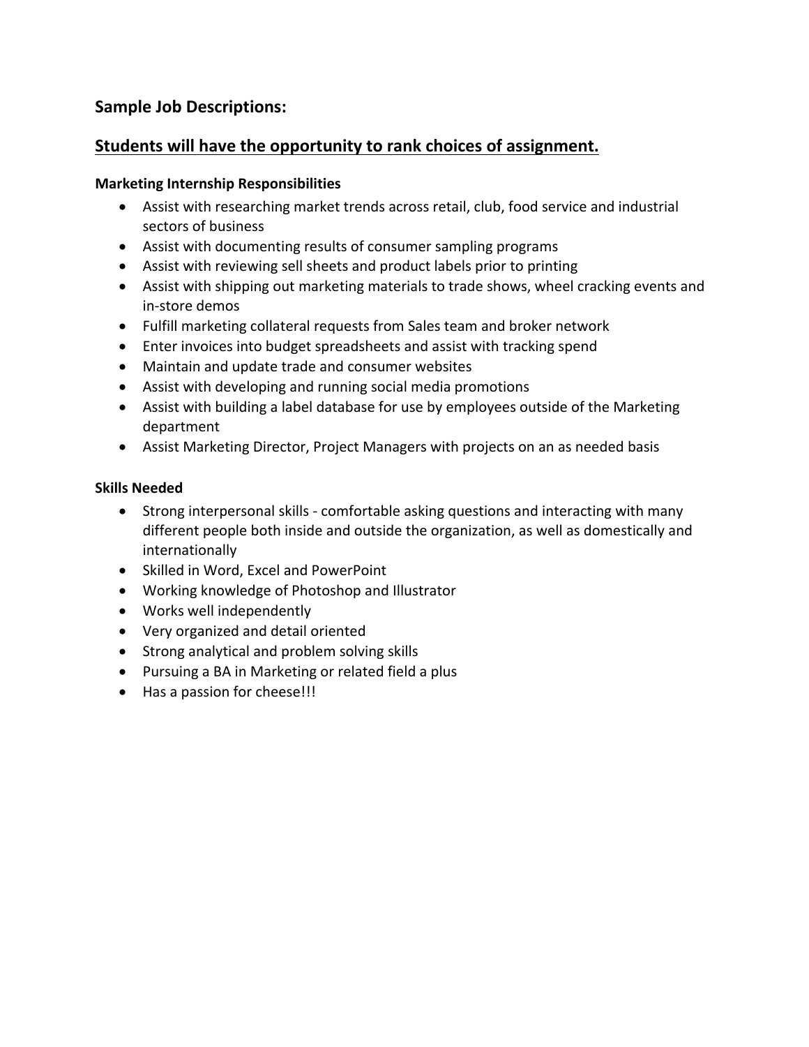## Sample Job Descriptions:

## <u>Students will have the opportunity to rank choices of assignment.</u>

**Marketing Internship Responsibilities**

- Assist with researching market trends across retail, club, food service and industrial sectors of business
- Assist with documenting results of consumer sampling programs
- Assist with reviewing sell sheets and product labels prior to printing
- Assist with shipping out marketing materials to trade shows, wheel cracking events and in-store demos
- Fulfill marketing collateral requests from Sales team and broker network
- Enter invoices into budget spreadsheets and assist with tracking spend
- Maintain and update trade and consumer websites
- Assist with developing and running social media promotions
- Assist with building a label database for use by employees outside of the Marketing department
- Assist Marketing Director, Project Managers with projects on an as needed basis

**Skills Needed**

- Strong interpersonal skills - comfortable asking questions and interacting with many different people both inside and outside the organization, as well as domestically and internationally
- Skilled in Word, Excel and PowerPoint
- Working knowledge of Photoshop and Illustrator
- Works well independently
- Very organized and detail oriented
- Strong analytical and problem solving skills
- Pursuing a BA in Marketing or related field a plus
- Has a passion for cheese!!!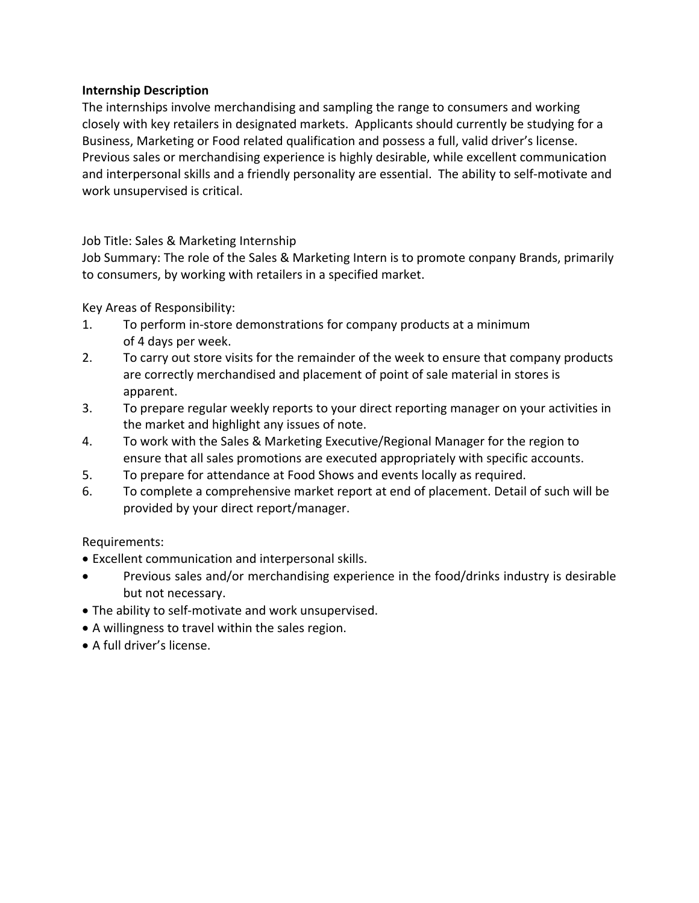**Internship Description**

The internships involve merchandising and sampling the range to consumers and working closely with key retailers in designated markets. Applicants should currently be studying for a Business, Marketing or Food related qualification and possess a full, valid driver's license. Previous sales or merchandising experience is highly desirable, while excellent communication and interpersonal skills and a friendly personality are essential. The ability to self-motivate and work unsupervised is critical.

Job Title: Sales & Marketing Internship

Job Summary: The role of the Sales & Marketing Intern is to promote conpany Brands, primarily to consumers, by working with retailers in a specified market.

Key Areas of Responsibility:

1. To perform in-store demonstrations for company products at a minimum of 4 days per week.
2. To carry out store visits for the remainder of the week to ensure that company products are correctly merchandised and placement of point of sale material in stores is apparent.
3. To prepare regular weekly reports to your direct reporting manager on your activities in the market and highlight any issues of note.
4. To work with the Sales & Marketing Executive/Regional Manager for the region to ensure that all sales promotions are executed appropriately with specific accounts.
5. To prepare for attendance at Food Shows and events locally as required.
6. To complete a comprehensive market report at end of placement. Detail of such will be provided by your direct report/manager.

Requirements:

- Excellent communication and interpersonal skills.
- Previous sales and/or merchandising experience in the food/drinks industry is desirable but not necessary.
- The ability to self-motivate and work unsupervised.
- A willingness to travel within the sales region.
- A full driver's license.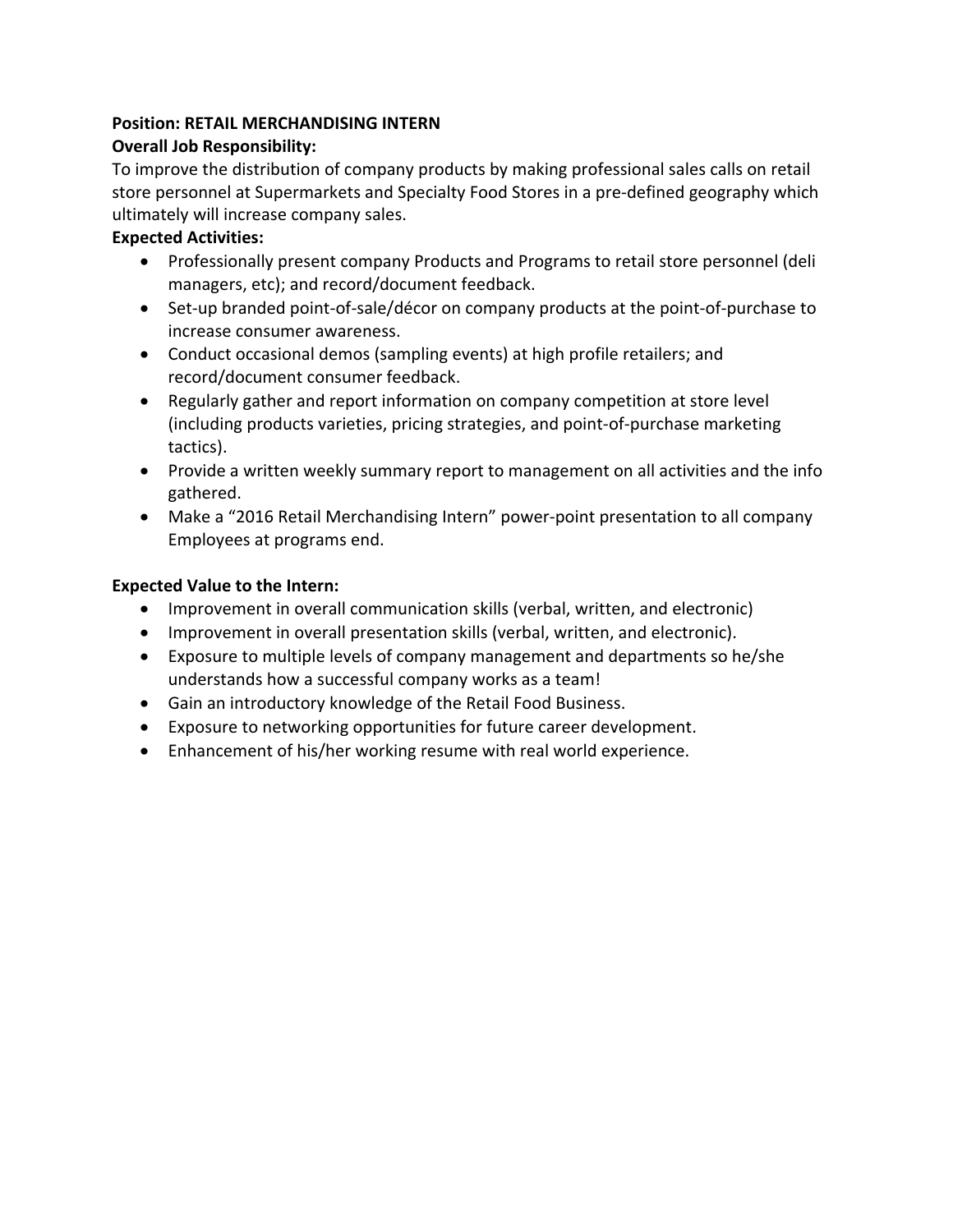**Position: RETAIL MERCHANDISING INTERN**

**Overall Job Responsibility:**

To improve the distribution of company products by making professional sales calls on retail store personnel at Supermarkets and Specialty Food Stores in a pre-defined geography which ultimately will increase company sales.

**Expected Activities:**

- Professionally present company Products and Programs to retail store personnel (deli managers, etc); and record/document feedback.
- Set-up branded point-of-sale/décor on company products at the point-of-purchase to increase consumer awareness.
- Conduct occasional demos (sampling events) at high profile retailers; and record/document consumer feedback.
- Regularly gather and report information on company competition at store level (including products varieties, pricing strategies, and point-of-purchase marketing tactics).
- Provide a written weekly summary report to management on all activities and the info gathered.
- Make a "2016 Retail Merchandising Intern" power-point presentation to all company Employees at programs end.

**Expected Value to the Intern:**

- Improvement in overall communication skills (verbal, written, and electronic)
- Improvement in overall presentation skills (verbal, written, and electronic).
- Exposure to multiple levels of company management and departments so he/she understands how a successful company works as a team!
- Gain an introductory knowledge of the Retail Food Business.
- Exposure to networking opportunities for future career development.
- Enhancement of his/her working resume with real world experience.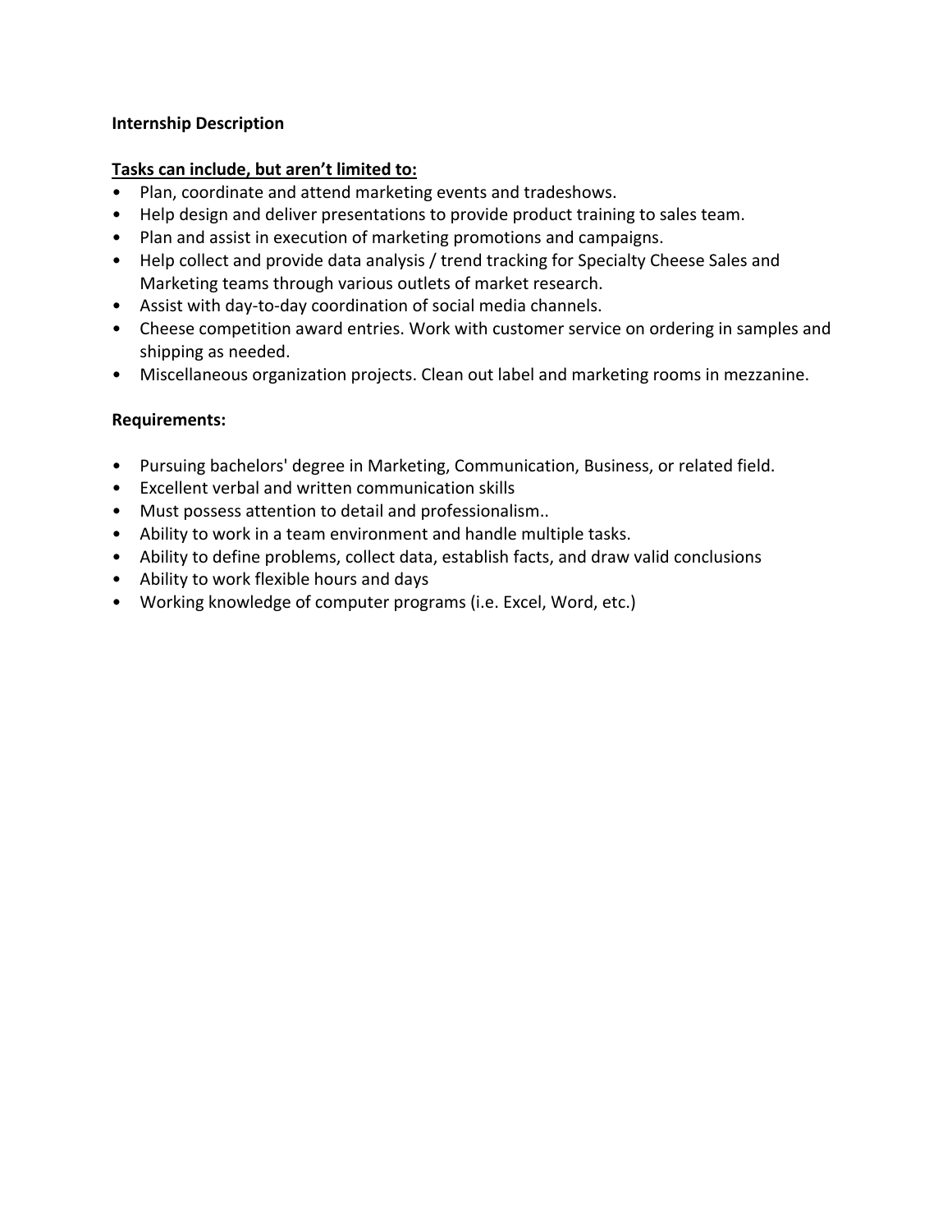**Internship Description**

**Tasks can include, but aren't limited to:**

- Plan, coordinate and attend marketing events and tradeshows.
- Help design and deliver presentations to provide product training to sales team.
- Plan and assist in execution of marketing promotions and campaigns.
- Help collect and provide data analysis / trend tracking for Specialty Cheese Sales and Marketing teams through various outlets of market research.
- Assist with day-to-day coordination of social media channels.
- Cheese competition award entries. Work with customer service on ordering in samples and shipping as needed.
- Miscellaneous organization projects. Clean out label and marketing rooms in mezzanine.

**Requirements:**

- Pursuing bachelors' degree in Marketing, Communication, Business, or related field.
- Excellent verbal and written communication skills
- Must possess attention to detail and professionalism..
- Ability to work in a team environment and handle multiple tasks.
- Ability to define problems, collect data, establish facts, and draw valid conclusions
- Ability to work flexible hours and days
- Working knowledge of computer programs (i.e. Excel, Word, etc.)